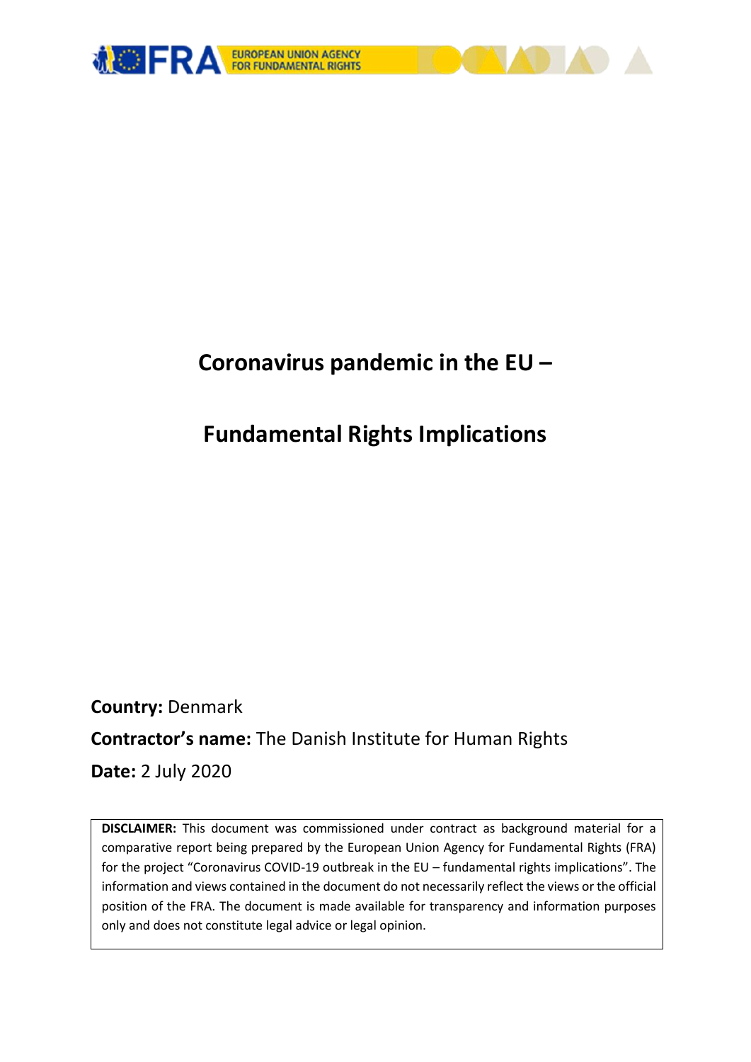# Coronavirus pandemic in the EU –

# Fundamental Rights Implications

**Country:** Denmark

**Contractor's name:** The Danish Institute for Human Rights

**Date:** 2 July 2020

**DISCLAIMER:** This document was commissioned under contract as background material for a comparative report being prepared by the European Union Agency for Fundamental Rights (FRA) for the project "Coronavirus COVID-19 outbreak in the EU – fundamental rights implications". The information and views contained in the document do not necessarily reflect the views or the official position of the FRA. The document is made available for transparency and information purposes only and does not constitute legal advice or legal opinion.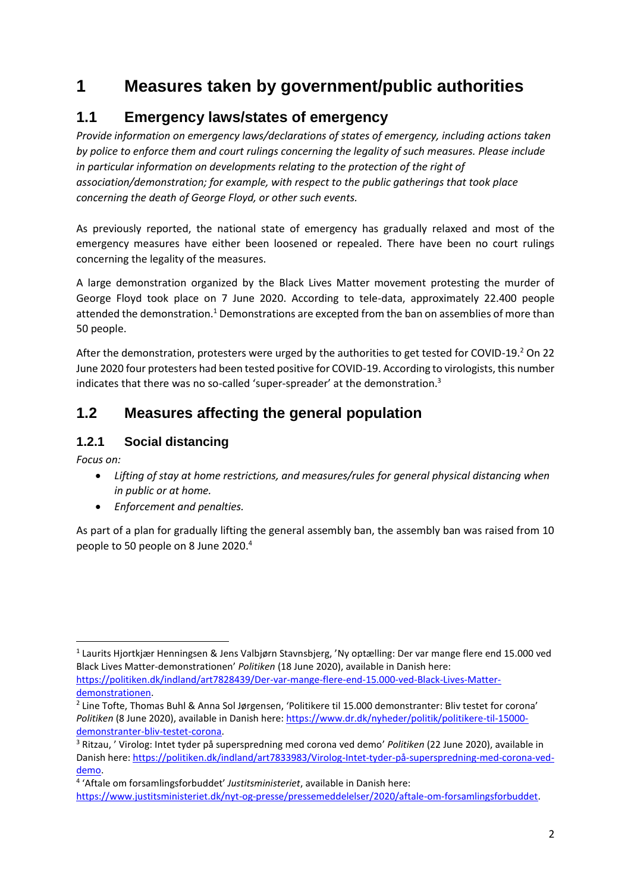# 1 Measures taken by government/public authorities

## 1.1 Emergency laws/states of emergency

*Provide information on emergency laws/declarations of states of emergency, including actions taken by police to enforce them and court rulings concerning the legality of such measures. Please include in particular information on developments relating to the protection of the right of association/demonstration; for example, with respect to the public gatherings that took place concerning the death of George Floyd, or other such events.*

As previously reported, the national state of emergency has gradually relaxed and most of the emergency measures have either been loosened or repealed. There have been no court rulings concerning the legality of the measures.

A large demonstration organized by the Black Lives Matter movement protesting the murder of George Floyd took place on 7 June 2020. According to tele-data, approximately 22.400 people attended the demonstration.[1] Demonstrations are excepted from the ban on assemblies of more than 50 people.

After the demonstration, protesters were urged by the authorities to get tested for COVID-19.[2] On 22 June 2020 four protesters had been tested positive for COVID-19. According to virologists, this number indicates that there was no so-called 'super-spreader' at the demonstration.[3]

## 1.2 Measures affecting the general population

### 1.2.1 Social distancing

*Focus on:*

- *Lifting of stay at home restrictions, and measures/rules for general physical distancing when in public or at home.*
- *Enforcement and penalties.*

As part of a plan for gradually lifting the general assembly ban, the assembly ban was raised from 10 people to 50 people on 8 June 2020.[4]

---

[1] Laurits Hjortkjær Henningsen & Jens Valbjørn Stavnsbjerg, 'Ny optælling: Der var mange flere end 15.000 ved Black Lives Matter-demonstrationen' *Politiken* (18 June 2020), available in Danish here: https://politiken.dk/indland/art7828439/Der-var-mange-flere-end-15.000-ved-Black-Lives-Matter-demonstrationen.

[2] Line Tofte, Thomas Buhl & Anna Sol Jørgensen, 'Politikere til 15.000 demonstranter: Bliv testet for corona' *Politiken* (8 June 2020), available in Danish here: https://www.dr.dk/nyheder/politik/politikere-til-15000-demonstranter-bliv-testet-corona.

[3] Ritzau, ' Virolog: Intet tyder på superspredning med corona ved demo' *Politiken* (22 June 2020), available in Danish here: https://politiken.dk/indland/art7833983/Virolog-Intet-tyder-på-superspredning-med-corona-ved-demo.

[4] 'Aftale om forsamlingsforbuddet' *Justitsministeriet*, available in Danish here: https://www.justitsministeriet.dk/nyt-og-presse/pressemeddelelser/2020/aftale-om-forsamlingsforbuddet.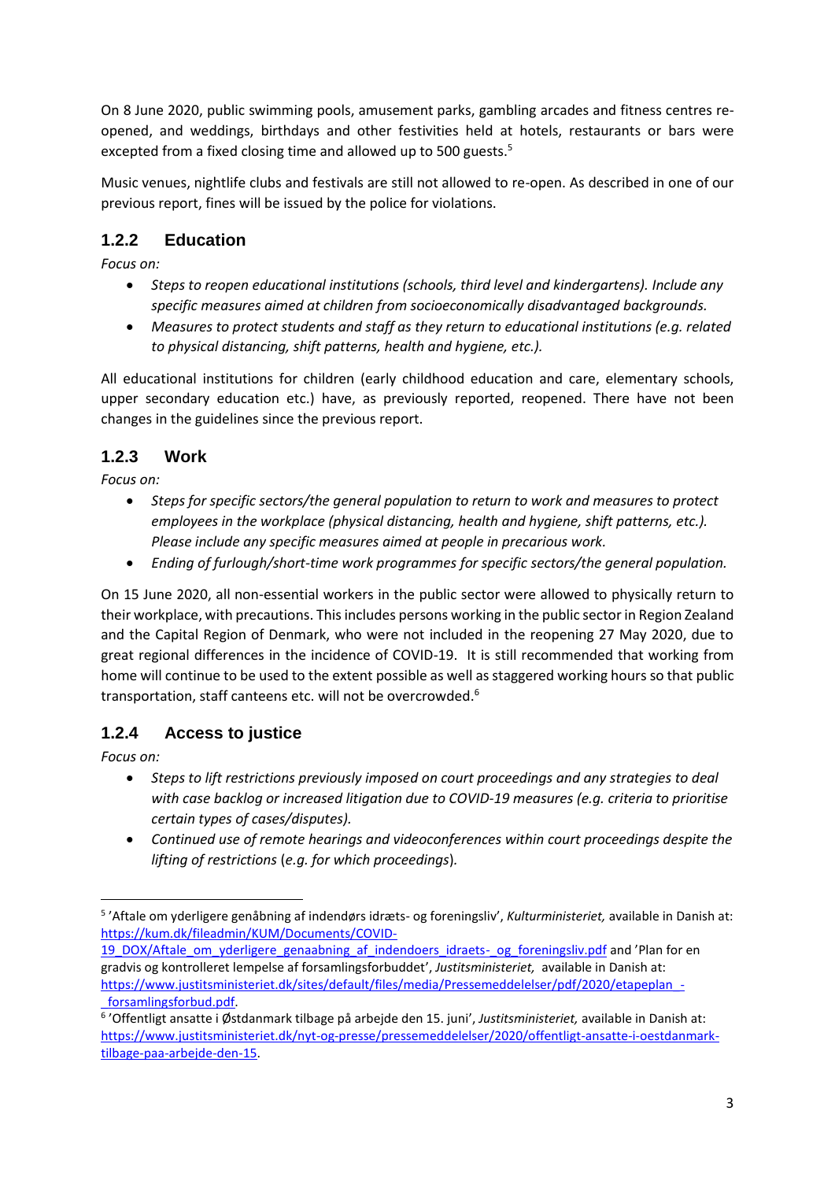On 8 June 2020, public swimming pools, amusement parks, gambling arcades and fitness centres re-opened, and weddings, birthdays and other festivities held at hotels, restaurants or bars were excepted from a fixed closing time and allowed up to 500 guests.[5]

Music venues, nightlife clubs and festivals are still not allowed to re-open. As described in one of our previous report, fines will be issued by the police for violations.

### 1.2.2 Education

*Focus on:*

- *Steps to reopen educational institutions (schools, third level and kindergartens). Include any specific measures aimed at children from socioeconomically disadvantaged backgrounds.*
- *Measures to protect students and staff as they return to educational institutions (e.g. related to physical distancing, shift patterns, health and hygiene, etc.).*

All educational institutions for children (early childhood education and care, elementary schools, upper secondary education etc.) have, as previously reported, reopened. There have not been changes in the guidelines since the previous report.

### 1.2.3 Work

*Focus on:*

- *Steps for specific sectors/the general population to return to work and measures to protect employees in the workplace (physical distancing, health and hygiene, shift patterns, etc.). Please include any specific measures aimed at people in precarious work.*
- *Ending of furlough/short-time work programmes for specific sectors/the general population.*

On 15 June 2020, all non-essential workers in the public sector were allowed to physically return to their workplace, with precautions. This includes persons working in the public sector in Region Zealand and the Capital Region of Denmark, who were not included in the reopening 27 May 2020, due to great regional differences in the incidence of COVID-19. It is still recommended that working from home will continue to be used to the extent possible as well as staggered working hours so that public transportation, staff canteens etc. will not be overcrowded.[6]

### 1.2.4 Access to justice

*Focus on:*

- *Steps to lift restrictions previously imposed on court proceedings and any strategies to deal with case backlog or increased litigation due to COVID-19 measures (e.g. criteria to prioritise certain types of cases/disputes).*
- *Continued use of remote hearings and videoconferences within court proceedings despite the lifting of restrictions (e.g. for which proceedings).*

---

[5] 'Aftale om yderligere genåbning af indendørs idræts- og foreningsliv', *Kulturministeriet,* available in Danish at: https://kum.dk/fileadmin/KUM/Documents/COVID-19_DOX/Aftale_om_yderligere_genaabning_af_indendoers_idraets-_og_foreningsliv.pdf and 'Plan for en gradvis og kontrolleret lempelse af forsamlingsforbuddet', *Justitsministeriet,* available in Danish at: https://www.justitsministeriet.dk/sites/default/files/media/Pressemeddelelser/pdf/2020/etapeplan_-_forsamlingsforbud.pdf.

[6] 'Offentligt ansatte i Østdanmark tilbage på arbejde den 15. juni', *Justitsministeriet,* available in Danish at: https://www.justitsministeriet.dk/nyt-og-presse/pressemeddelelser/2020/offentligt-ansatte-i-oestdanmark-tilbage-paa-arbejde-den-15.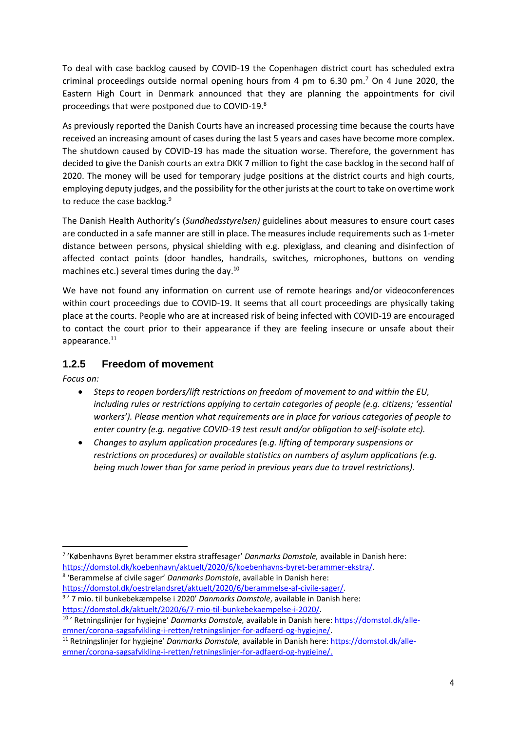To deal with case backlog caused by COVID-19 the Copenhagen district court has scheduled extra criminal proceedings outside normal opening hours from 4 pm to 6.30 pm.[7] On 4 June 2020, the Eastern High Court in Denmark announced that they are planning the appointments for civil proceedings that were postponed due to COVID-19.[8]

As previously reported the Danish Courts have an increased processing time because the courts have received an increasing amount of cases during the last 5 years and cases have become more complex. The shutdown caused by COVID-19 has made the situation worse. Therefore, the government has decided to give the Danish courts an extra DKK 7 million to fight the case backlog in the second half of 2020. The money will be used for temporary judge positions at the district courts and high courts, employing deputy judges, and the possibility for the other jurists at the court to take on overtime work to reduce the case backlog.[9]

The Danish Health Authority's (*Sundhedsstyrelsen)* guidelines about measures to ensure court cases are conducted in a safe manner are still in place. The measures include requirements such as 1-meter distance between persons, physical shielding with e.g. plexiglass, and cleaning and disinfection of affected contact points (door handles, handrails, switches, microphones, buttons on vending machines etc.) several times during the day.[10]

We have not found any information on current use of remote hearings and/or videoconferences within court proceedings due to COVID-19. It seems that all court proceedings are physically taking place at the courts. People who are at increased risk of being infected with COVID-19 are encouraged to contact the court prior to their appearance if they are feeling insecure or unsafe about their appearance.[11]

### 1.2.5 Freedom of movement

*Focus on:*

- *Steps to reopen borders/lift restrictions on freedom of movement to and within the EU, including rules or restrictions applying to certain categories of people (e.g. citizens; 'essential workers'). Please mention what requirements are in place for various categories of people to enter country (e.g. negative COVID-19 test result and/or obligation to self-isolate etc).*
- *Changes to asylum application procedures (e.g. lifting of temporary suspensions or restrictions on procedures) or available statistics on numbers of asylum applications (e.g. being much lower than for same period in previous years due to travel restrictions).*

---

[7] 'Københavns Byret berammer ekstra straffesager' *Danmarks Domstole,* available in Danish here: https://domstol.dk/koebenhavn/aktuelt/2020/6/koebenhavns-byret-berammer-ekstra/.

[8] 'Berammelse af civile sager' *Danmarks Domstole*, available in Danish here: https://domstol.dk/oestrelandsret/aktuelt/2020/6/berammelse-af-civile-sager/.

[9] ' 7 mio. til bunkebekæmpelse i 2020' *Danmarks Domstole*, available in Danish here: https://domstol.dk/aktuelt/2020/6/7-mio-til-bunkebekaempelse-i-2020/.

[10] ' Retningslinjer for hygiejne' *Danmarks Domstole,* available in Danish here: https://domstol.dk/alle-emner/corona-sagsafvikling-i-retten/retningslinjer-for-adfaerd-og-hygiejne/.

[11] Retningslinjer for hygiejne' *Danmarks Domstole,* available in Danish here: https://domstol.dk/alle-emner/corona-sagsafvikling-i-retten/retningslinjer-for-adfaerd-og-hygiejne/.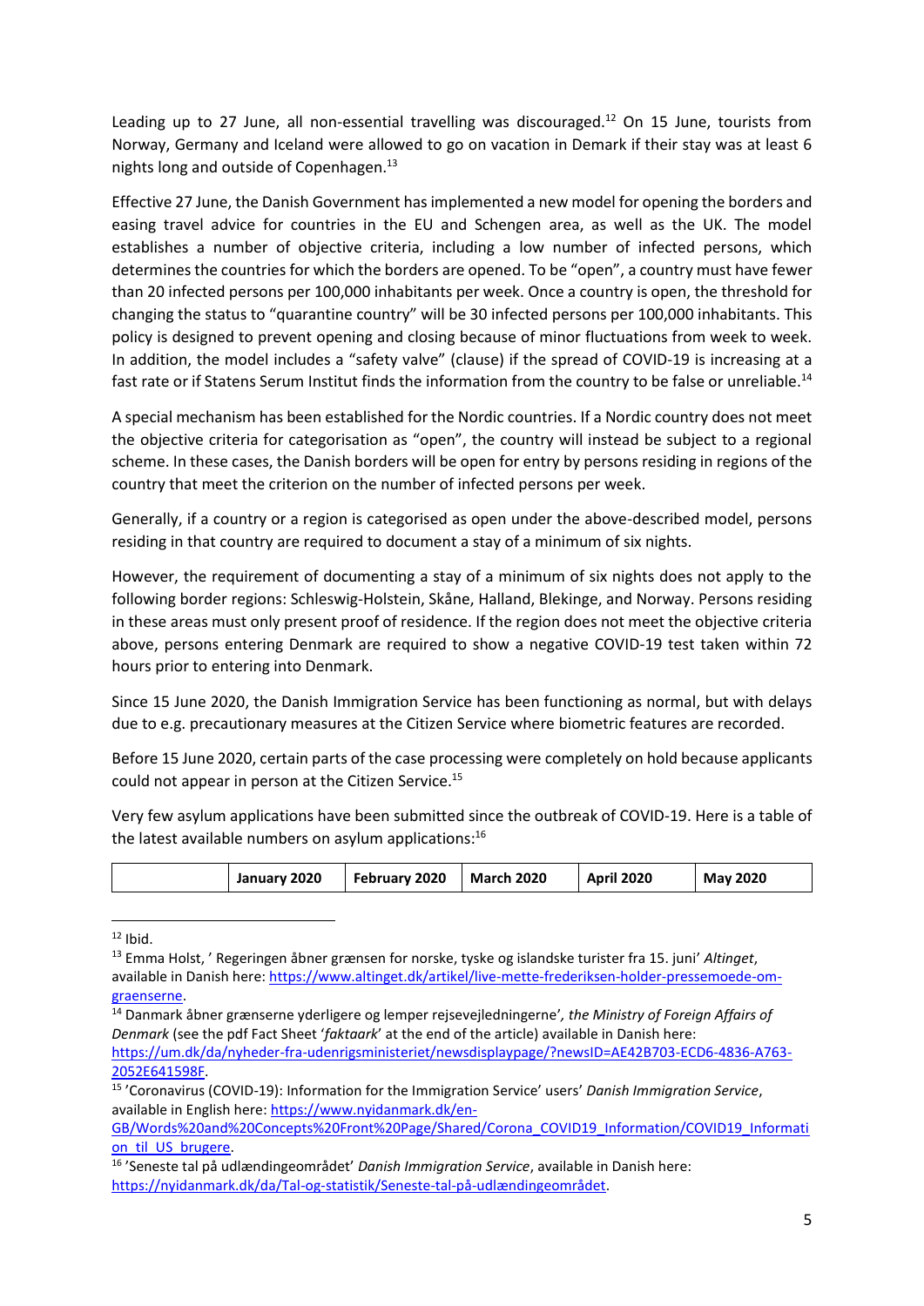Leading up to 27 June, all non-essential travelling was discouraged.[12] On 15 June, tourists from Norway, Germany and Iceland were allowed to go on vacation in Demark if their stay was at least 6 nights long and outside of Copenhagen.[13]

Effective 27 June, the Danish Government has implemented a new model for opening the borders and easing travel advice for countries in the EU and Schengen area, as well as the UK. The model establishes a number of objective criteria, including a low number of infected persons, which determines the countries for which the borders are opened. To be "open", a country must have fewer than 20 infected persons per 100,000 inhabitants per week. Once a country is open, the threshold for changing the status to "quarantine country" will be 30 infected persons per 100,000 inhabitants. This policy is designed to prevent opening and closing because of minor fluctuations from week to week. In addition, the model includes a "safety valve" (clause) if the spread of COVID-19 is increasing at a fast rate or if Statens Serum Institut finds the information from the country to be false or unreliable.[14]

A special mechanism has been established for the Nordic countries. If a Nordic country does not meet the objective criteria for categorisation as "open", the country will instead be subject to a regional scheme. In these cases, the Danish borders will be open for entry by persons residing in regions of the country that meet the criterion on the number of infected persons per week.

Generally, if a country or a region is categorised as open under the above-described model, persons residing in that country are required to document a stay of a minimum of six nights.

However, the requirement of documenting a stay of a minimum of six nights does not apply to the following border regions: Schleswig-Holstein, Skåne, Halland, Blekinge, and Norway. Persons residing in these areas must only present proof of residence. If the region does not meet the objective criteria above, persons entering Denmark are required to show a negative COVID-19 test taken within 72 hours prior to entering into Denmark.

Since 15 June 2020, the Danish Immigration Service has been functioning as normal, but with delays due to e.g. precautionary measures at the Citizen Service where biometric features are recorded.

Before 15 June 2020, certain parts of the case processing were completely on hold because applicants could not appear in person at the Citizen Service.[15]

Very few asylum applications have been submitted since the outbreak of COVID-19. Here is a table of the latest available numbers on asylum applications:[16]

| | January 2020 | February 2020 | March 2020 | April 2020 | May 2020 |
|---|---|---|---|---|---|

---

[12] Ibid.

[13] Emma Holst, ' Regeringen åbner grænsen for norske, tyske og islandske turister fra 15. juni' *Altinget*, available in Danish here: https://www.altinget.dk/artikel/live-mette-frederiksen-holder-pressemoede-om-graenserne.

[14] Danmark åbner grænserne yderligere og lemper rejsevejledningerne'*, the Ministry of Foreign Affairs of Denmark* (see the pdf Fact Sheet '*faktaark*' at the end of the article) available in Danish here: https://um.dk/da/nyheder-fra-udenrigsministeriet/newsdisplaypage/?newsID=AE42B703-ECD6-4836-A763-2052E641598F.

[15] 'Coronavirus (COVID-19): Information for the Immigration Service' users' *Danish Immigration Service*, available in English here: https://www.nyidanmark.dk/en-GB/Words%20and%20Concepts%20Front%20Page/Shared/Corona_COVID19_Information/COVID19_Information_til_US_brugere.

[16] 'Seneste tal på udlændingeområdet' *Danish Immigration Service*, available in Danish here: https://nyidanmark.dk/da/Tal-og-statistik/Seneste-tal-på-udlændingeområdet.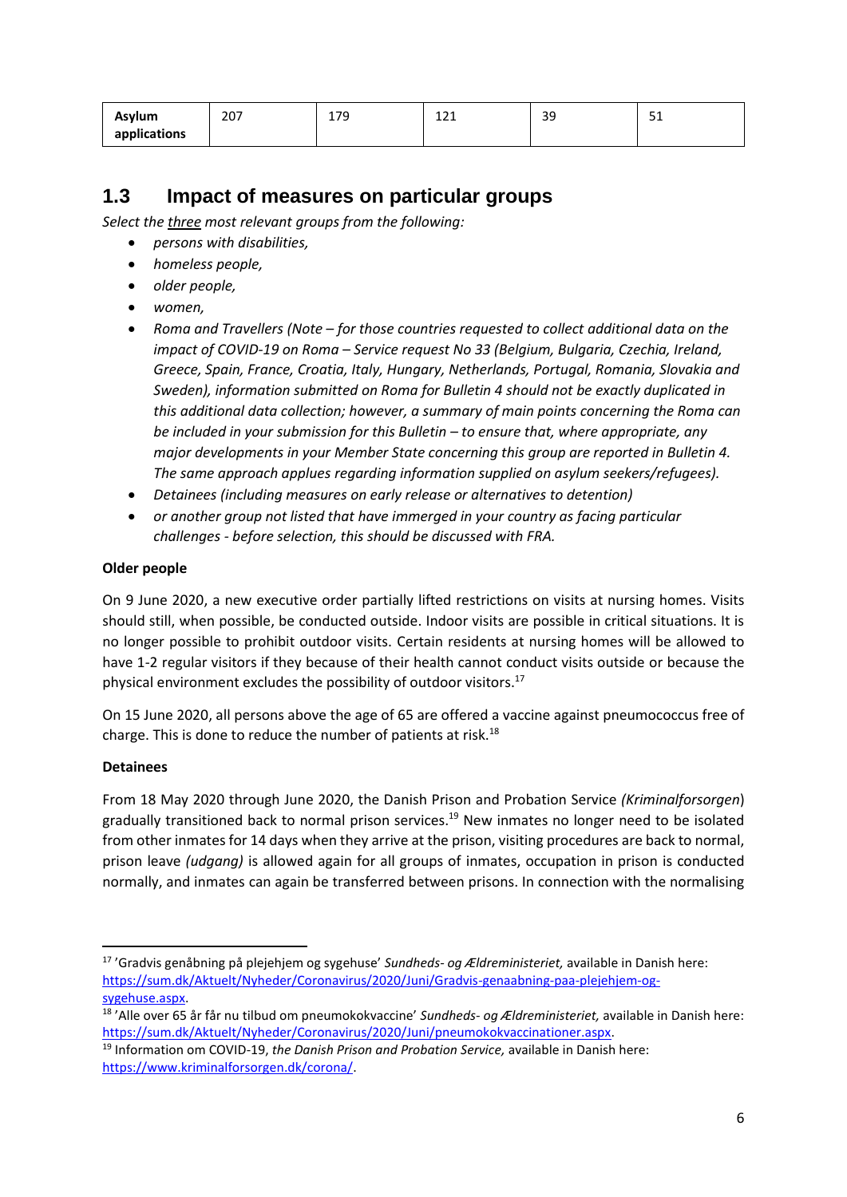| Asylum applications | 207 | 179 | 121 | 39 | 51 |
|---|---|---|---|---|---|

## 1.3 Impact of measures on particular groups

*Select the <u>three</u> most relevant groups from the following:*

- *persons with disabilities,*
- *homeless people,*
- *older people,*
- *women,*
- *Roma and Travellers (Note – for those countries requested to collect additional data on the impact of COVID-19 on Roma – Service request No 33 (Belgium, Bulgaria, Czechia, Ireland, Greece, Spain, France, Croatia, Italy, Hungary, Netherlands, Portugal, Romania, Slovakia and Sweden), information submitted on Roma for Bulletin 4 should not be exactly duplicated in this additional data collection; however, a summary of main points concerning the Roma can be included in your submission for this Bulletin – to ensure that, where appropriate, any major developments in your Member State concerning this group are reported in Bulletin 4. The same approach applues regarding information supplied on asylum seekers/refugees).*
- *Detainees (including measures on early release or alternatives to detention)*
- *or another group not listed that have immerged in your country as facing particular challenges - before selection, this should be discussed with FRA.*

**Older people**

On 9 June 2020, a new executive order partially lifted restrictions on visits at nursing homes. Visits should still, when possible, be conducted outside. Indoor visits are possible in critical situations. It is no longer possible to prohibit outdoor visits. Certain residents at nursing homes will be allowed to have 1-2 regular visitors if they because of their health cannot conduct visits outside or because the physical environment excludes the possibility of outdoor visitors.[17]

On 15 June 2020, all persons above the age of 65 are offered a vaccine against pneumococcus free of charge. This is done to reduce the number of patients at risk.[18]

**Detainees**

From 18 May 2020 through June 2020, the Danish Prison and Probation Service *(Kriminalforsorgen*) gradually transitioned back to normal prison services.[19] New inmates no longer need to be isolated from other inmates for 14 days when they arrive at the prison, visiting procedures are back to normal, prison leave *(udgang)* is allowed again for all groups of inmates, occupation in prison is conducted normally, and inmates can again be transferred between prisons. In connection with the normalising

---

[17] 'Gradvis genåbning på plejehjem og sygehuse' *Sundheds- og Ældreministeriet,* available in Danish here: https://sum.dk/Aktuelt/Nyheder/Coronavirus/2020/Juni/Gradvis-genaabning-paa-plejehjem-og-sygehuse.aspx.

[18] 'Alle over 65 år får nu tilbud om pneumokokvaccine' *Sundheds- og Ældreministeriet,* available in Danish here: https://sum.dk/Aktuelt/Nyheder/Coronavirus/2020/Juni/pneumokokvaccinationer.aspx.

[19] Information om COVID-19, *the Danish Prison and Probation Service,* available in Danish here: https://www.kriminalforsorgen.dk/corona/.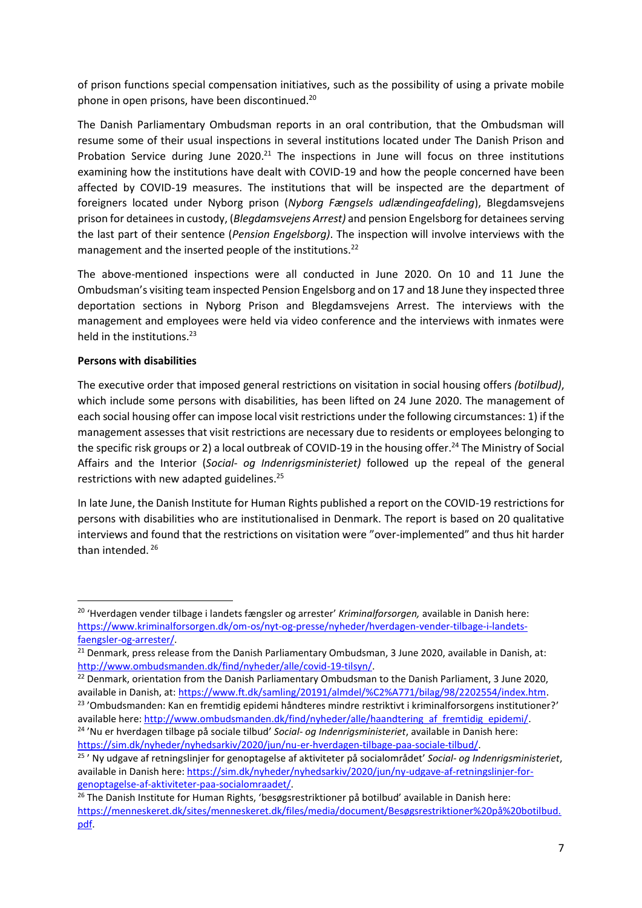of prison functions special compensation initiatives, such as the possibility of using a private mobile phone in open prisons, have been discontinued.[20]

The Danish Parliamentary Ombudsman reports in an oral contribution, that the Ombudsman will resume some of their usual inspections in several institutions located under The Danish Prison and Probation Service during June 2020.[21] The inspections in June will focus on three institutions examining how the institutions have dealt with COVID-19 and how the people concerned have been affected by COVID-19 measures. The institutions that will be inspected are the department of foreigners located under Nyborg prison (*Nyborg Fængsels udlændingeafdeling*), Blegdamsvejens prison for detainees in custody, (*Blegdamsvejens Arrest)* and pension Engelsborg for detainees serving the last part of their sentence (*Pension Engelsborg)*. The inspection will involve interviews with the management and the inserted people of the institutions.[22]

The above-mentioned inspections were all conducted in June 2020. On 10 and 11 June the Ombudsman's visiting team inspected Pension Engelsborg and on 17 and 18 June they inspected three deportation sections in Nyborg Prison and Blegdamsvejens Arrest. The interviews with the management and employees were held via video conference and the interviews with inmates were held in the institutions.[23]

**Persons with disabilities**

The executive order that imposed general restrictions on visitation in social housing offers *(botilbud)*, which include some persons with disabilities, has been lifted on 24 June 2020. The management of each social housing offer can impose local visit restrictions under the following circumstances: 1) if the management assesses that visit restrictions are necessary due to residents or employees belonging to the specific risk groups or 2) a local outbreak of COVID-19 in the housing offer.[24] The Ministry of Social Affairs and the Interior (*Social- og Indenrigsministeriet)* followed up the repeal of the general restrictions with new adapted guidelines.[25]

In late June, the Danish Institute for Human Rights published a report on the COVID-19 restrictions for persons with disabilities who are institutionalised in Denmark. The report is based on 20 qualitative interviews and found that the restrictions on visitation were "over-implemented" and thus hit harder than intended. [26]

---

[20] 'Hverdagen vender tilbage i landets fængsler og arrester' *Kriminalforsorgen,* available in Danish here: https://www.kriminalforsorgen.dk/om-os/nyt-og-presse/nyheder/hverdagen-vender-tilbage-i-landets-faengsler-og-arrester/.

[21] Denmark, press release from the Danish Parliamentary Ombudsman, 3 June 2020, available in Danish, at: http://www.ombudsmanden.dk/find/nyheder/alle/covid-19-tilsyn/.

[22] Denmark, orientation from the Danish Parliamentary Ombudsman to the Danish Parliament, 3 June 2020, available in Danish, at: https://www.ft.dk/samling/20191/almdel/%C2%A771/bilag/98/2202554/index.htm.

[23] 'Ombudsmanden: Kan en fremtidig epidemi håndteres mindre restriktivt i kriminalforsorgens institutioner?' available here: http://www.ombudsmanden.dk/find/nyheder/alle/haandtering_af_fremtidig_epidemi/.

[24] 'Nu er hverdagen tilbage på sociale tilbud' *Social- og Indenrigsministeriet*, available in Danish here: https://sim.dk/nyheder/nyhedsarkiv/2020/jun/nu-er-hverdagen-tilbage-paa-sociale-tilbud/.

[25] ' Ny udgave af retningslinjer for genoptagelse af aktiviteter på socialområdet' *Social- og Indenrigsministeriet*, available in Danish here: https://sim.dk/nyheder/nyhedsarkiv/2020/jun/ny-udgave-af-retningslinjer-for-genoptagelse-af-aktiviteter-paa-socialomraadet/.

[26] The Danish Institute for Human Rights, 'besøgsrestriktioner på botilbud' available in Danish here: https://menneskeret.dk/sites/menneskeret.dk/files/media/document/Besøgsrestriktioner%20på%20botilbud.pdf.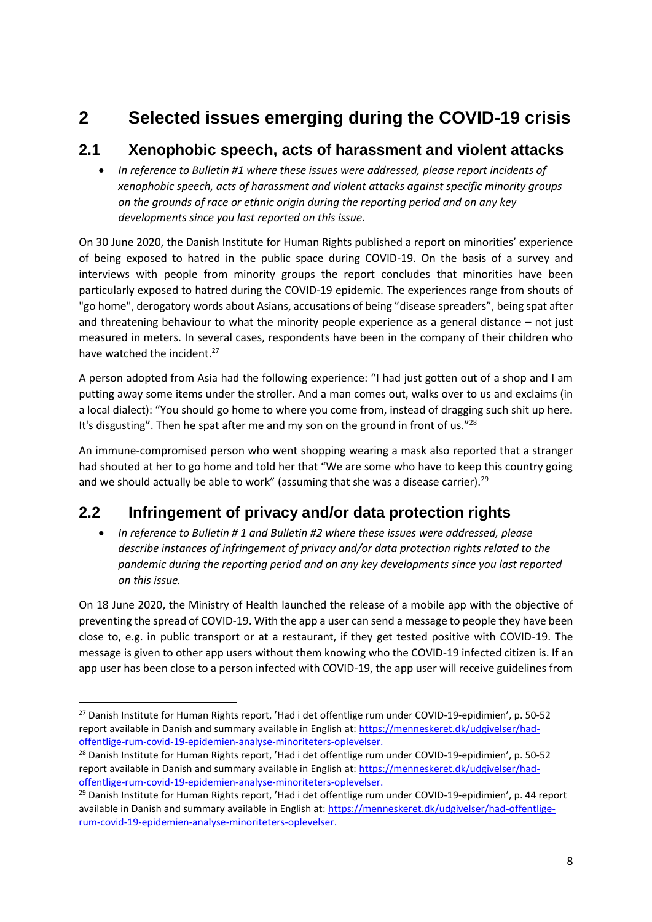# 2 Selected issues emerging during the COVID-19 crisis

## 2.1 Xenophobic speech, acts of harassment and violent attacks

- *In reference to Bulletin #1 where these issues were addressed, please report incidents of xenophobic speech, acts of harassment and violent attacks against specific minority groups on the grounds of race or ethnic origin during the reporting period and on any key developments since you last reported on this issue.*

On 30 June 2020, the Danish Institute for Human Rights published a report on minorities' experience of being exposed to hatred in the public space during COVID-19. On the basis of a survey and interviews with people from minority groups the report concludes that minorities have been particularly exposed to hatred during the COVID-19 epidemic. The experiences range from shouts of "go home", derogatory words about Asians, accusations of being "disease spreaders", being spat after and threatening behaviour to what the minority people experience as a general distance – not just measured in meters. In several cases, respondents have been in the company of their children who have watched the incident.[27]

A person adopted from Asia had the following experience: "I had just gotten out of a shop and I am putting away some items under the stroller. And a man comes out, walks over to us and exclaims (in a local dialect): "You should go home to where you come from, instead of dragging such shit up here. It's disgusting". Then he spat after me and my son on the ground in front of us."[28]

An immune-compromised person who went shopping wearing a mask also reported that a stranger had shouted at her to go home and told her that "We are some who have to keep this country going and we should actually be able to work" (assuming that she was a disease carrier).[29]

## 2.2 Infringement of privacy and/or data protection rights

- *In reference to Bulletin # 1 and Bulletin #2 where these issues were addressed, please describe instances of infringement of privacy and/or data protection rights related to the pandemic during the reporting period and on any key developments since you last reported on this issue.*

On 18 June 2020, the Ministry of Health launched the release of a mobile app with the objective of preventing the spread of COVID-19. With the app a user can send a message to people they have been close to, e.g. in public transport or at a restaurant, if they get tested positive with COVID-19. The message is given to other app users without them knowing who the COVID-19 infected citizen is. If an app user has been close to a person infected with COVID-19, the app user will receive guidelines from

---

[27] Danish Institute for Human Rights report, 'Had i det offentlige rum under COVID-19-epidimien', p. 50-52 report available in Danish and summary available in English at: https://menneskeret.dk/udgivelser/had-offentlige-rum-covid-19-epidemien-analyse-minoriteters-oplevelser.

[28] Danish Institute for Human Rights report, 'Had i det offentlige rum under COVID-19-epidimien', p. 50-52 report available in Danish and summary available in English at: https://menneskeret.dk/udgivelser/had-offentlige-rum-covid-19-epidemien-analyse-minoriteters-oplevelser.

[29] Danish Institute for Human Rights report, 'Had i det offentlige rum under COVID-19-epidimien', p. 44 report available in Danish and summary available in English at: https://menneskeret.dk/udgivelser/had-offentlige-rum-covid-19-epidemien-analyse-minoriteters-oplevelser.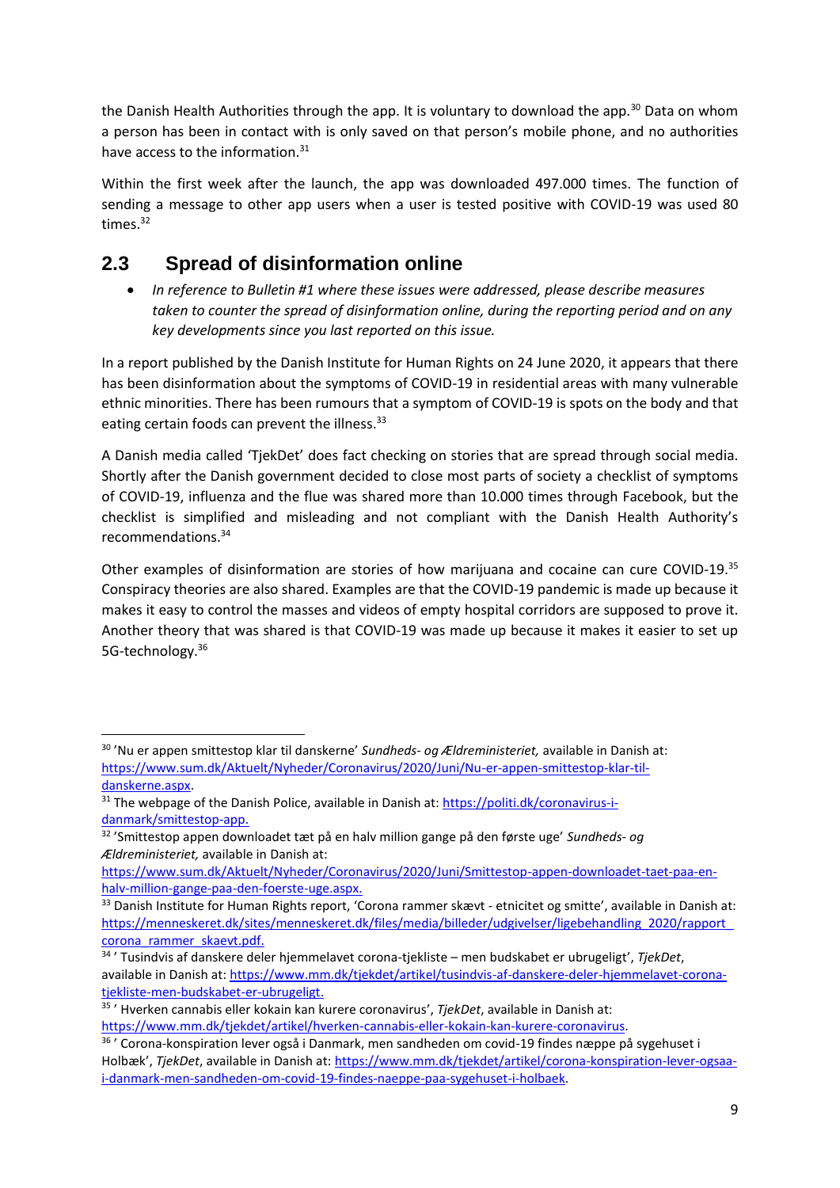the Danish Health Authorities through the app. It is voluntary to download the app.[30] Data on whom a person has been in contact with is only saved on that person's mobile phone, and no authorities have access to the information.[31]

Within the first week after the launch, the app was downloaded 497.000 times. The function of sending a message to other app users when a user is tested positive with COVID-19 was used 80 times.[32]

## 2.3 Spread of disinformation online

- *In reference to Bulletin #1 where these issues were addressed, please describe measures taken to counter the spread of disinformation online, during the reporting period and on any key developments since you last reported on this issue.*

In a report published by the Danish Institute for Human Rights on 24 June 2020, it appears that there has been disinformation about the symptoms of COVID-19 in residential areas with many vulnerable ethnic minorities. There has been rumours that a symptom of COVID-19 is spots on the body and that eating certain foods can prevent the illness.[33]

A Danish media called 'TjekDet' does fact checking on stories that are spread through social media. Shortly after the Danish government decided to close most parts of society a checklist of symptoms of COVID-19, influenza and the flue was shared more than 10.000 times through Facebook, but the checklist is simplified and misleading and not compliant with the Danish Health Authority's recommendations.[34]

Other examples of disinformation are stories of how marijuana and cocaine can cure COVID-19.[35] Conspiracy theories are also shared. Examples are that the COVID-19 pandemic is made up because it makes it easy to control the masses and videos of empty hospital corridors are supposed to prove it. Another theory that was shared is that COVID-19 was made up because it makes it easier to set up 5G-technology.[36]

---

[30] 'Nu er appen smittestop klar til danskerne' *Sundheds- og Ældreministeriet,* available in Danish at: https://www.sum.dk/Aktuelt/Nyheder/Coronavirus/2020/Juni/Nu-er-appen-smittestop-klar-til-danskerne.aspx.

[31] The webpage of the Danish Police, available in Danish at: https://politi.dk/coronavirus-i-danmark/smittestop-app.

[32] 'Smittestop appen downloadet tæt på en halv million gange på den første uge' *Sundheds- og Ældreministeriet,* available in Danish at: https://www.sum.dk/Aktuelt/Nyheder/Coronavirus/2020/Juni/Smittestop-appen-downloadet-taet-paa-en-halv-million-gange-paa-den-foerste-uge.aspx.

[33] Danish Institute for Human Rights report, 'Corona rammer skævt - etnicitet og smitte', available in Danish at: https://menneskeret.dk/sites/menneskeret.dk/files/media/billeder/udgivelser/ligebehandling_2020/rapport_corona_rammer_skaevt.pdf.

[34] ' Tusindvis af danskere deler hjemmelavet corona-tjekliste – men budskabet er ubrugeligt', *TjekDet*, available in Danish at: https://www.mm.dk/tjekdet/artikel/tusindvis-af-danskere-deler-hjemmelavet-corona-tjekliste-men-budskabet-er-ubrugeligt.

[35] ' Hverken cannabis eller kokain kan kurere coronavirus', *TjekDet*, available in Danish at: https://www.mm.dk/tjekdet/artikel/hverken-cannabis-eller-kokain-kan-kurere-coronavirus.

[36] ' Corona-konspiration lever også i Danmark, men sandheden om covid-19 findes næppe på sygehuset i Holbæk', *TjekDet*, available in Danish at: https://www.mm.dk/tjekdet/artikel/corona-konspiration-lever-ogsaa-i-danmark-men-sandheden-om-covid-19-findes-naeppe-paa-sygehuset-i-holbaek.